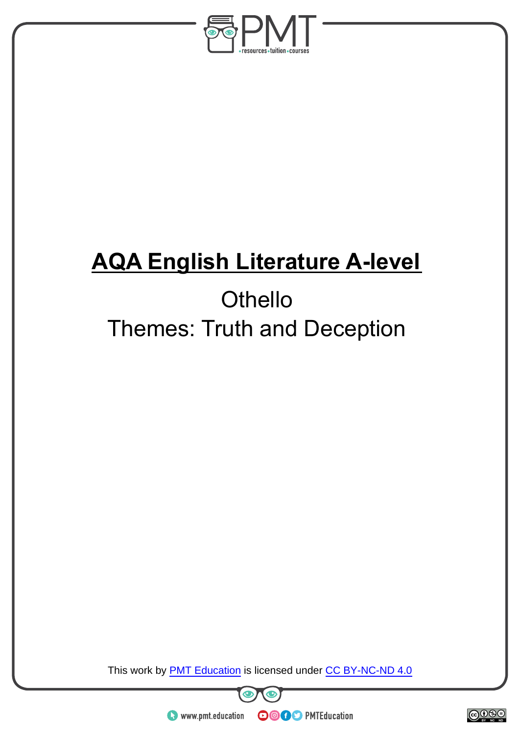# AQA English Literature A-level

## Othello

## Themes: Truth and Deception

This work by PMT Education is licensed under CC BY-NC-ND 4.0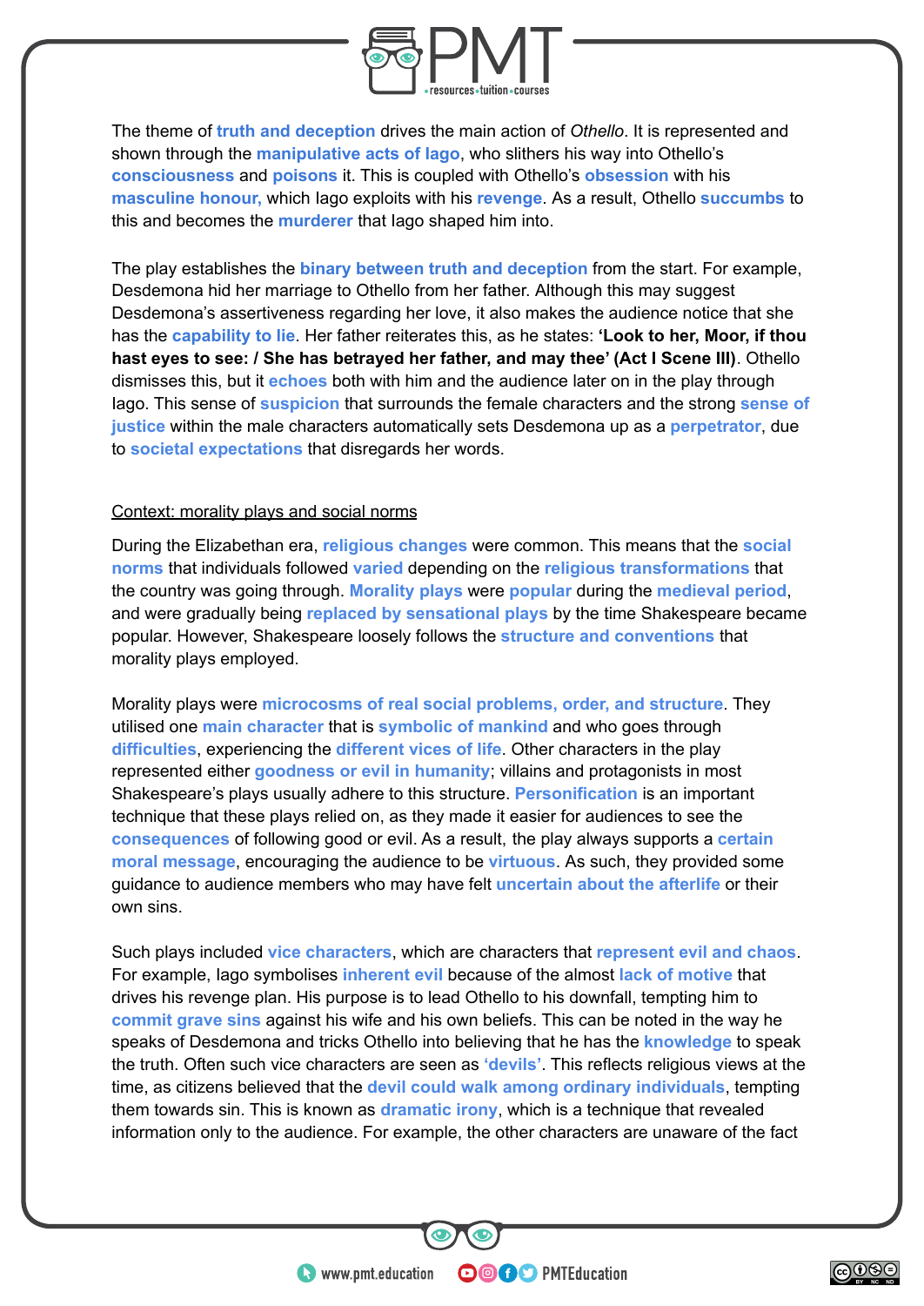The theme of **truth and deception** drives the main action of *Othello*. It is represented and shown through the **manipulative acts of Iago**, who slithers his way into Othello's **consciousness** and **poisons** it. This is coupled with Othello's **obsession** with his **masculine honour,** which Iago exploits with his **revenge**. As a result, Othello **succumbs** to this and becomes the **murderer** that Iago shaped him into.

The play establishes the **binary between truth and deception** from the start. For example, Desdemona hid her marriage to Othello from her father. Although this may suggest Desdemona's assertiveness regarding her love, it also makes the audience notice that she has the **capability to lie**. Her father reiterates this, as he states: **'Look to her, Moor, if thou hast eyes to see: / She has betrayed her father, and may thee' (Act I Scene III)**. Othello dismisses this, but it **echoes** both with him and the audience later on in the play through Iago. This sense of **suspicion** that surrounds the female characters and the strong **sense of justice** within the male characters automatically sets Desdemona up as a **perpetrator**, due to **societal expectations** that disregards her words.

<u>Context: morality plays and social norms</u>

During the Elizabethan era, **religious changes** were common. This means that the **social norms** that individuals followed **varied** depending on the **religious transformations** that the country was going through. **Morality plays** were **popular** during the **medieval period**, and were gradually being **replaced by sensational plays** by the time Shakespeare became popular. However, Shakespeare loosely follows the **structure and conventions** that morality plays employed.

Morality plays were **microcosms of real social problems, order, and structure**. They utilised one **main character** that is **symbolic of mankind** and who goes through **difficulties**, experiencing the **different vices of life**. Other characters in the play represented either **goodness or evil in humanity**; villains and protagonists in most Shakespeare's plays usually adhere to this structure. **Personification** is an important technique that these plays relied on, as they made it easier for audiences to see the **consequences** of following good or evil. As a result, the play always supports a **certain moral message**, encouraging the audience to be **virtuous**. As such, they provided some guidance to audience members who may have felt **uncertain about the afterlife** or their own sins.

Such plays included **vice characters**, which are characters that **represent evil and chaos**. For example, Iago symbolises **inherent evil** because of the almost **lack of motive** that drives his revenge plan. His purpose is to lead Othello to his downfall, tempting him to **commit grave sins** against his wife and his own beliefs. This can be noted in the way he speaks of Desdemona and tricks Othello into believing that he has the **knowledge** to speak the truth. Often such vice characters are seen as **'devils'**. This reflects religious views at the time, as citizens believed that the **devil could walk among ordinary individuals**, tempting them towards sin. This is known as **dramatic irony**, which is a technique that revealed information only to the audience. For example, the other characters are unaware of the fact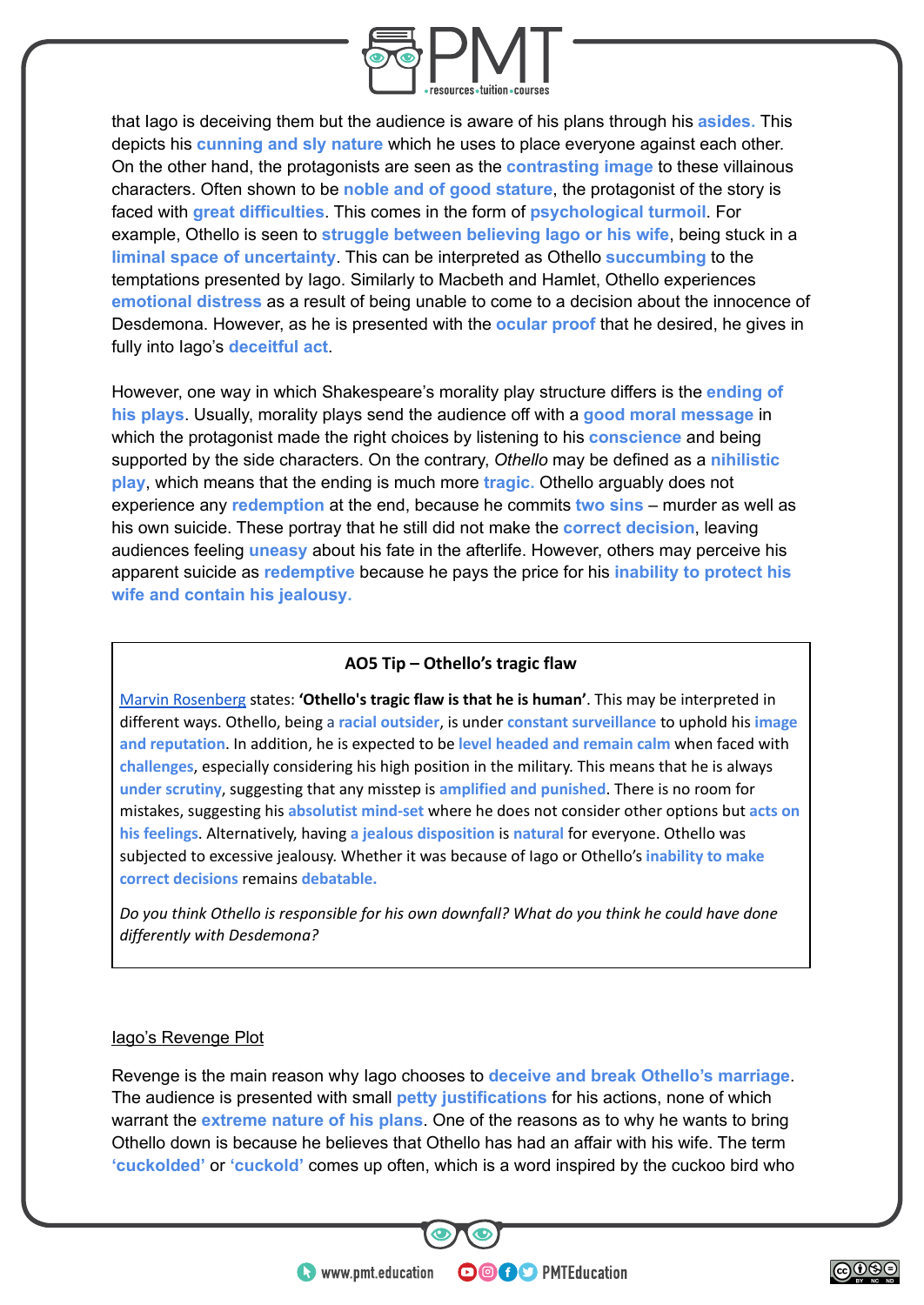that Iago is deceiving them but the audience is aware of his plans through his **asides.** This depicts his **cunning and sly nature** which he uses to place everyone against each other. On the other hand, the protagonists are seen as the **contrasting image** to these villainous characters. Often shown to be **noble and of good stature**, the protagonist of the story is faced with **great difficulties**. This comes in the form of **psychological turmoil**. For example, Othello is seen to **struggle between believing Iago or his wife**, being stuck in a **liminal space of uncertainty**. This can be interpreted as Othello **succumbing** to the temptations presented by Iago. Similarly to Macbeth and Hamlet, Othello experiences **emotional distress** as a result of being unable to come to a decision about the innocence of Desdemona. However, as he is presented with the **ocular proof** that he desired, he gives in fully into Iago's **deceitful act**.

However, one way in which Shakespeare's morality play structure differs is the **ending of his plays**. Usually, morality plays send the audience off with a **good moral message** in which the protagonist made the right choices by listening to his **conscience** and being supported by the side characters. On the contrary, *Othello* may be defined as a **nihilistic play**, which means that the ending is much more **tragic.** Othello arguably does not experience any **redemption** at the end, because he commits **two sins** – murder as well as his own suicide. These portray that he still did not make the **correct decision**, leaving audiences feeling **uneasy** about his fate in the afterlife. However, others may perceive his apparent suicide as **redemptive** because he pays the price for his **inability to protect his wife and contain his jealousy.**

> **AO5 Tip – Othello's tragic flaw**
>
> Marvin Rosenberg states: **'Othello's tragic flaw is that he is human'**. This may be interpreted in different ways. Othello, being a **racial outsider**, is under **constant surveillance** to uphold his **image and reputation**. In addition, he is expected to be **level headed and remain calm** when faced with **challenges**, especially considering his high position in the military. This means that he is always **under scrutiny**, suggesting that any misstep is **amplified and punished**. There is no room for mistakes, suggesting his **absolutist mind-set** where he does not consider other options but **acts on his feelings**. Alternatively, having **a jealous disposition** is **natural** for everyone. Othello was subjected to excessive jealousy. Whether it was because of Iago or Othello's **inability to make correct decisions** remains **debatable.**
>
> *Do you think Othello is responsible for his own downfall? What do you think he could have done differently with Desdemona?*

## Iago's Revenge Plot

Revenge is the main reason why Iago chooses to **deceive and break Othello's marriage**. The audience is presented with small **petty justifications** for his actions, none of which warrant the **extreme nature of his plans**. One of the reasons as to why he wants to bring Othello down is because he believes that Othello has had an affair with his wife. The term **'cuckolded'** or **'cuckold'** comes up often, which is a word inspired by the cuckoo bird who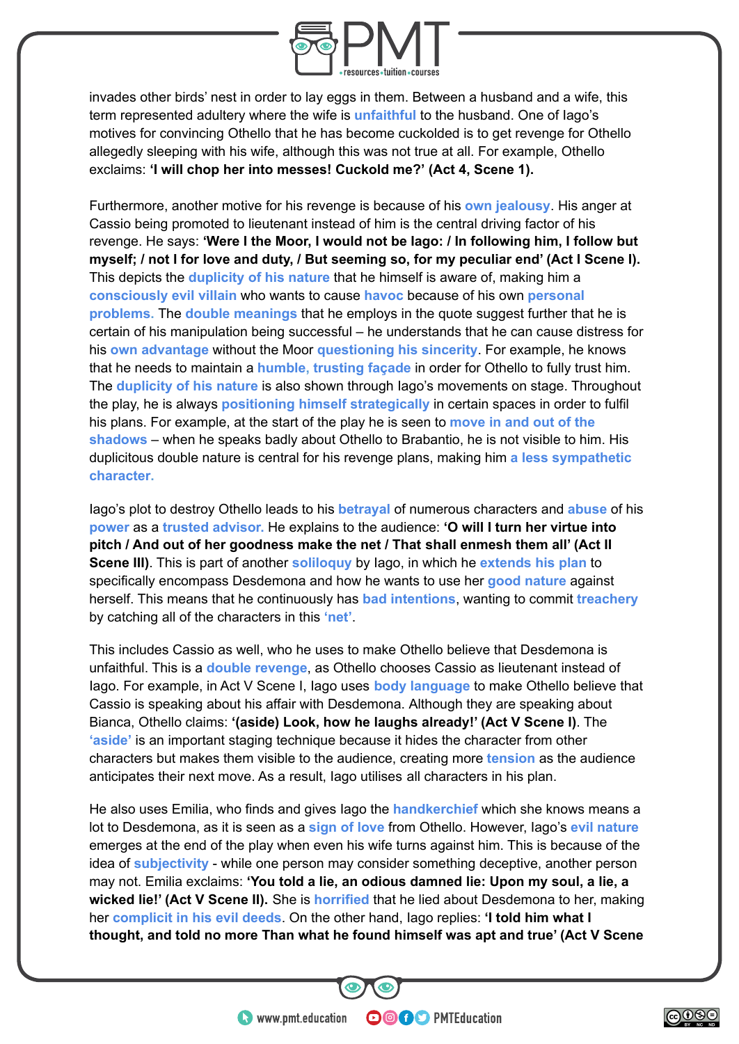invades other birds' nest in order to lay eggs in them. Between a husband and a wife, this term represented adultery where the wife is unfaithful to the husband. One of Iago's motives for convincing Othello that he has become cuckolded is to get revenge for Othello allegedly sleeping with his wife, although this was not true at all. For example, Othello exclaims: **'I will chop her into messes! Cuckold me?' (Act 4, Scene 1).**

Furthermore, another motive for his revenge is because of his own jealousy. His anger at Cassio being promoted to lieutenant instead of him is the central driving factor of his revenge. He says: **'Were I the Moor, I would not be Iago: / In following him, I follow but myself; / not I for love and duty, / But seeming so, for my peculiar end' (Act I Scene I).** This depicts the duplicity of his nature that he himself is aware of, making him a consciously evil villain who wants to cause havoc because of his own personal problems. The double meanings that he employs in the quote suggest further that he is certain of his manipulation being successful – he understands that he can cause distress for his own advantage without the Moor questioning his sincerity. For example, he knows that he needs to maintain a humble, trusting façade in order for Othello to fully trust him. The duplicity of his nature is also shown through Iago's movements on stage. Throughout the play, he is always positioning himself strategically in certain spaces in order to fulfil his plans. For example, at the start of the play he is seen to move in and out of the shadows – when he speaks badly about Othello to Brabantio, he is not visible to him. His duplicitous double nature is central for his revenge plans, making him a less sympathetic character.

Iago's plot to destroy Othello leads to his betrayal of numerous characters and abuse of his power as a trusted advisor. He explains to the audience: **'O will I turn her virtue into pitch / And out of her goodness make the net / That shall enmesh them all' (Act II Scene III)**. This is part of another soliloquy by Iago, in which he extends his plan to specifically encompass Desdemona and how he wants to use her good nature against herself. This means that he continuously has bad intentions, wanting to commit treachery by catching all of the characters in this 'net'.

This includes Cassio as well, who he uses to make Othello believe that Desdemona is unfaithful. This is a double revenge, as Othello chooses Cassio as lieutenant instead of Iago. For example, in Act V Scene I, Iago uses body language to make Othello believe that Cassio is speaking about his affair with Desdemona. Although they are speaking about Bianca, Othello claims: **'(aside) Look, how he laughs already!' (Act V Scene I)**. The 'aside' is an important staging technique because it hides the character from other characters but makes them visible to the audience, creating more tension as the audience anticipates their next move. As a result, Iago utilises all characters in his plan.

He also uses Emilia, who finds and gives Iago the handkerchief which she knows means a lot to Desdemona, as it is seen as a sign of love from Othello. However, Iago's evil nature emerges at the end of the play when even his wife turns against him. This is because of the idea of subjectivity - while one person may consider something deceptive, another person may not. Emilia exclaims: **'You told a lie, an odious damned lie: Upon my soul, a lie, a wicked lie!' (Act V Scene II).** She is horrified that he lied about Desdemona to her, making her complicit in his evil deeds. On the other hand, Iago replies: **'I told him what I thought, and told no more Than what he found himself was apt and true' (Act V Scene**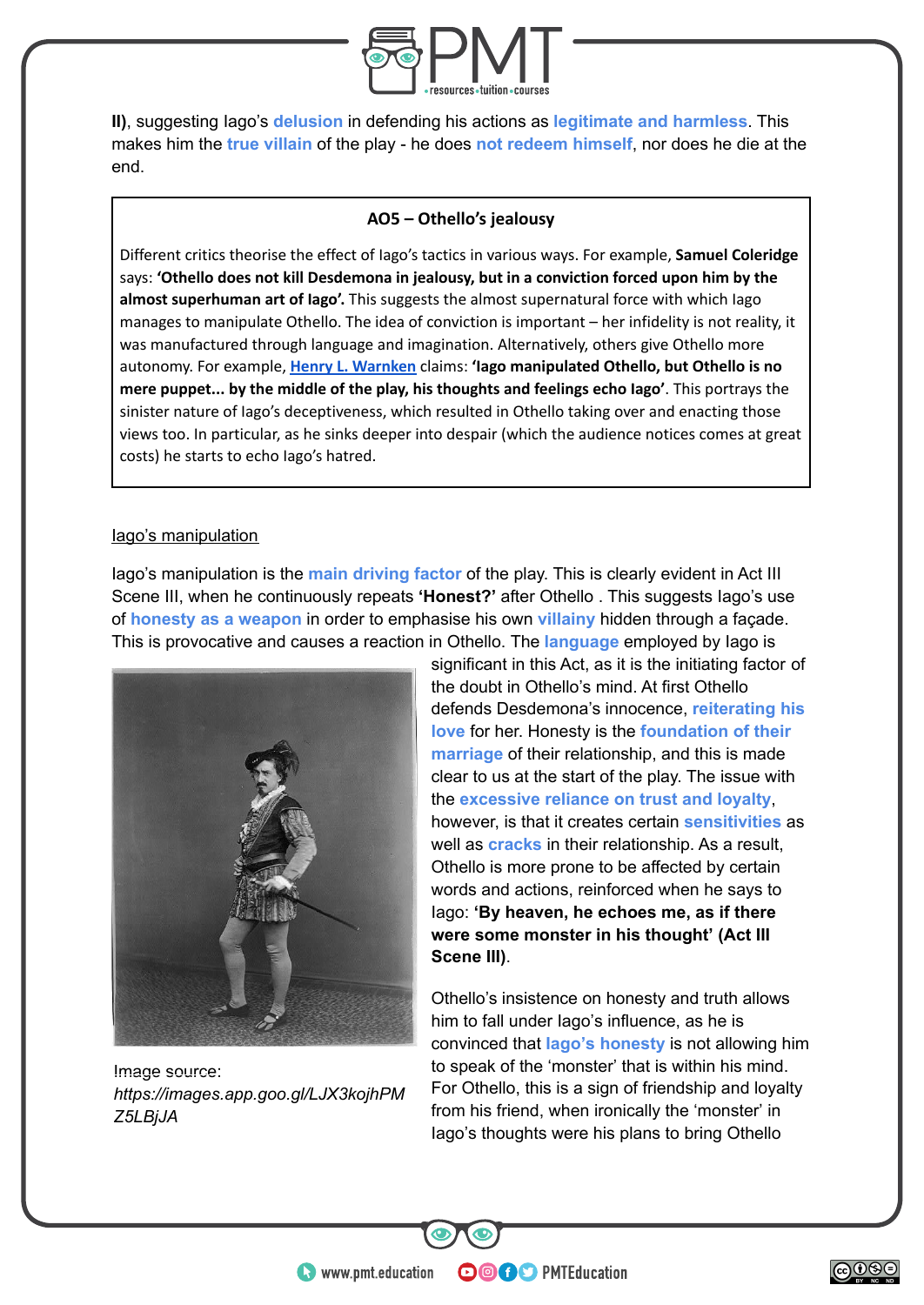**II)**, suggesting Iago's **delusion** in defending his actions as **legitimate and harmless**. This makes him the **true villain** of the play - he does **not redeem himself**, nor does he die at the end.

> **AO5 – Othello's jealousy**
>
> Different critics theorise the effect of Iago's tactics in various ways. For example, **Samuel Coleridge** says: **'Othello does not kill Desdemona in jealousy, but in a conviction forced upon him by the almost superhuman art of Iago'.** This suggests the almost supernatural force with which Iago manages to manipulate Othello. The idea of conviction is important – her infidelity is not reality, it was manufactured through language and imagination. Alternatively, others give Othello more autonomy. For example, **Henry L. Warnken** claims: **'Iago manipulated Othello, but Othello is no mere puppet... by the middle of the play, his thoughts and feelings echo Iago'**. This portrays the sinister nature of Iago's deceptiveness, which resulted in Othello taking over and enacting those views too. In particular, as he sinks deeper into despair (which the audience notices comes at great costs) he starts to echo Iago's hatred.

Iago's manipulation

Iago's manipulation is the **main driving factor** of the play. This is clearly evident in Act III Scene III, when he continuously repeats **'Honest?'** after Othello . This suggests Iago's use of **honesty as a weapon** in order to emphasise his own **villainy** hidden through a façade. This is provocative and causes a reaction in Othello. The **language** employed by Iago is significant in this Act, as it is the initiating factor of the doubt in Othello's mind. At first Othello defends Desdemona's innocence, **reiterating his love** for her. Honesty is the **foundation of their marriage** of their relationship, and this is made clear to us at the start of the play. The issue with the **excessive reliance on trust and loyalty**, however, is that it creates certain **sensitivities** as well as **cracks** in their relationship. As a result, Othello is more prone to be affected by certain words and actions, reinforced when he says to Iago: **'By heaven, he echoes me, as if there were some monster in his thought' (Act III Scene III)**.

Image source:
*https://images.app.goo.gl/LJX3kojhPMZ5LBjJA*

Othello's insistence on honesty and truth allows him to fall under Iago's influence, as he is convinced that **Iago's honesty** is not allowing him to speak of the 'monster' that is within his mind. For Othello, this is a sign of friendship and loyalty from his friend, when ironically the 'monster' in Iago's thoughts were his plans to bring Othello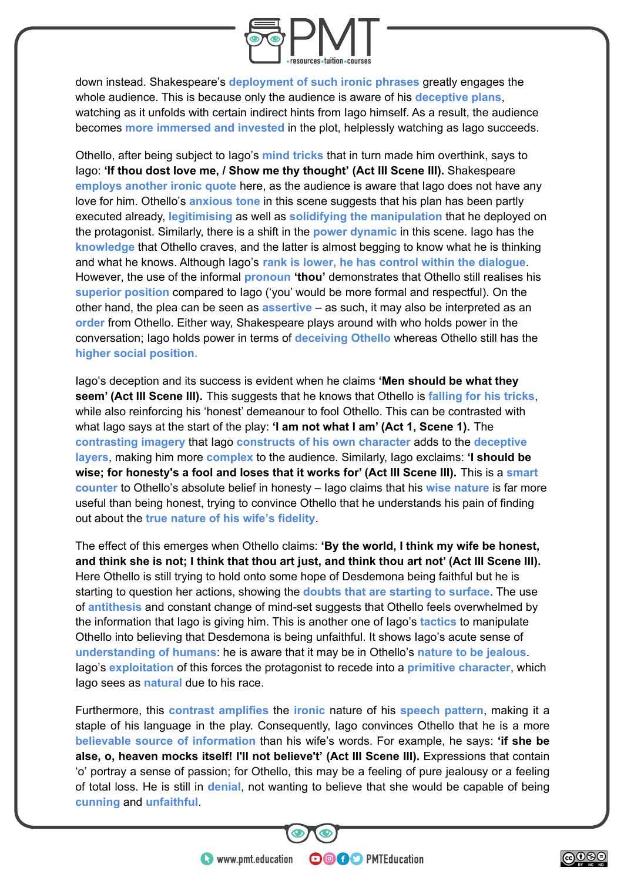down instead. Shakespeare's deployment of such ironic phrases greatly engages the whole audience. This is because only the audience is aware of his deceptive plans, watching as it unfolds with certain indirect hints from Iago himself. As a result, the audience becomes more immersed and invested in the plot, helplessly watching as Iago succeeds.

Othello, after being subject to Iago's mind tricks that in turn made him overthink, says to Iago: **'If thou dost love me, / Show me thy thought' (Act III Scene III).** Shakespeare employs another ironic quote here, as the audience is aware that Iago does not have any love for him. Othello's anxious tone in this scene suggests that his plan has been partly executed already, legitimising as well as solidifying the manipulation that he deployed on the protagonist. Similarly, there is a shift in the power dynamic in this scene. Iago has the knowledge that Othello craves, and the latter is almost begging to know what he is thinking and what he knows. Although Iago's rank is lower, he has control within the dialogue. However, the use of the informal pronoun **'thou'** demonstrates that Othello still realises his superior position compared to Iago ('you' would be more formal and respectful). On the other hand, the plea can be seen as assertive – as such, it may also be interpreted as an order from Othello. Either way, Shakespeare plays around with who holds power in the conversation; Iago holds power in terms of deceiving Othello whereas Othello still has the higher social position.

Iago's deception and its success is evident when he claims **'Men should be what they seem' (Act III Scene III).** This suggests that he knows that Othello is falling for his tricks, while also reinforcing his 'honest' demeanour to fool Othello. This can be contrasted with what Iago says at the start of the play: **'I am not what I am' (Act 1, Scene 1).** The contrasting imagery that Iago constructs of his own character adds to the deceptive layers, making him more complex to the audience. Similarly, Iago exclaims: **'I should be wise; for honesty's a fool and loses that it works for' (Act III Scene III).** This is a smart counter to Othello's absolute belief in honesty – Iago claims that his wise nature is far more useful than being honest, trying to convince Othello that he understands his pain of finding out about the true nature of his wife's fidelity.

The effect of this emerges when Othello claims: **'By the world, I think my wife be honest, and think she is not; I think that thou art just, and think thou art not' (Act III Scene III).** Here Othello is still trying to hold onto some hope of Desdemona being faithful but he is starting to question her actions, showing the doubts that are starting to surface. The use of antithesis and constant change of mind-set suggests that Othello feels overwhelmed by the information that Iago is giving him. This is another one of Iago's tactics to manipulate Othello into believing that Desdemona is being unfaithful. It shows Iago's acute sense of understanding of humans: he is aware that it may be in Othello's nature to be jealous. Iago's exploitation of this forces the protagonist to recede into a primitive character, which Iago sees as natural due to his race.

Furthermore, this contrast amplifies the ironic nature of his speech pattern, making it a staple of his language in the play. Consequently, Iago convinces Othello that he is a more believable source of information than his wife's words. For example, he says: **'if she be alse, o, heaven mocks itself! I'll not believe't' (Act III Scene III).** Expressions that contain 'o' portray a sense of passion; for Othello, this may be a feeling of pure jealousy or a feeling of total loss. He is still in denial, not wanting to believe that she would be capable of being cunning and unfaithful.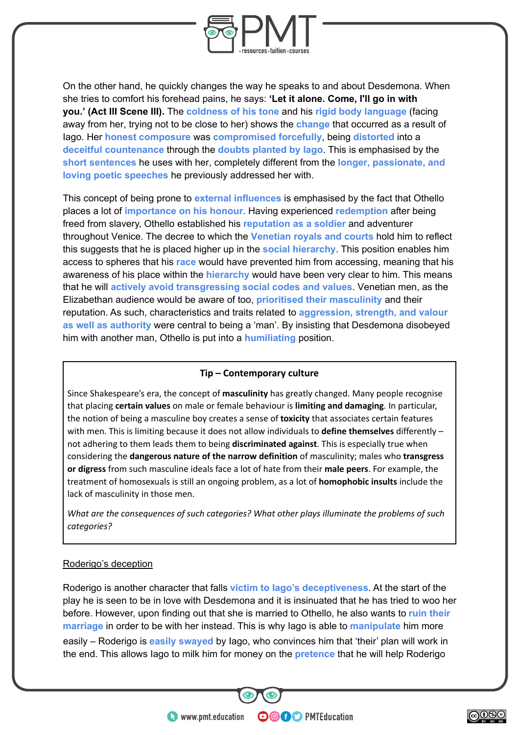On the other hand, he quickly changes the way he speaks to and about Desdemona. When she tries to comfort his forehead pains, he says: **'Let it alone. Come, I'll go in with you.' (Act III Scene III).** The **coldness of his tone** and his **rigid body language** (facing away from her, trying not to be close to her) shows the **change** that occurred as a result of Iago. Her **honest composure** was **compromised forcefully**, being **distorted** into a **deceitful countenance** through the **doubts planted by Iago**. This is emphasised by the **short sentences** he uses with her, completely different from the **longer, passionate, and loving poetic speeches** he previously addressed her with.

This concept of being prone to **external influences** is emphasised by the fact that Othello places a lot of **importance on his honour**. Having experienced **redemption** after being freed from slavery, Othello established his **reputation as a soldier** and adventurer throughout Venice. The decree to which the **Venetian royals and courts** hold him to reflect this suggests that he is placed higher up in the **social hierarchy**. This position enables him access to spheres that his **race** would have prevented him from accessing, meaning that his awareness of his place within the **hierarchy** would have been very clear to him. This means that he will **actively avoid transgressing social codes and values**. Venetian men, as the Elizabethan audience would be aware of too, **prioritised their masculinity** and their reputation. As such, characteristics and traits related to **aggression, strength, and valour as well as authority** were central to being a 'man'. By insisting that Desdemona disobeyed him with another man, Othello is put into a **humiliating** position.

> **Tip – Contemporary culture**
>
> Since Shakespeare's era, the concept of **masculinity** has greatly changed. Many people recognise that placing **certain values** on male or female behaviour is **limiting and damaging**. In particular, the notion of being a masculine boy creates a sense of **toxicity** that associates certain features with men. This is limiting because it does not allow individuals to **define themselves** differently – not adhering to them leads them to being **discriminated against**. This is especially true when considering the **dangerous nature of the narrow definition** of masculinity; males who **transgress or digress** from such masculine ideals face a lot of hate from their **male peers**. For example, the treatment of homosexuals is still an ongoing problem, as a lot of **homophobic insults** include the lack of masculinity in those men.
>
> *What are the consequences of such categories? What other plays illuminate the problems of such categories?*

<u>Roderigo's deception</u>

Roderigo is another character that falls **victim to Iago's deceptiveness**. At the start of the play he is seen to be in love with Desdemona and it is insinuated that he has tried to woo her before. However, upon finding out that she is married to Othello, he also wants to **ruin their marriage** in order to be with her instead. This is why Iago is able to **manipulate** him more easily – Roderigo is **easily swayed** by Iago, who convinces him that 'their' plan will work in the end. This allows Iago to milk him for money on the **pretence** that he will help Roderigo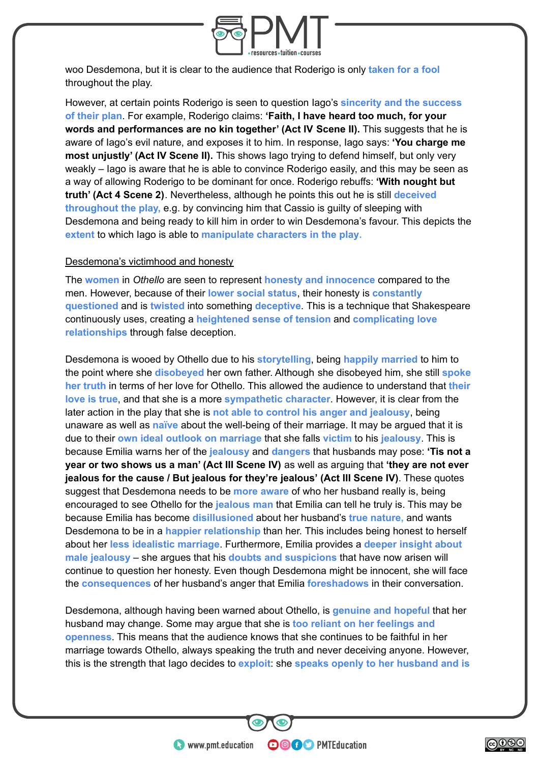woo Desdemona, but it is clear to the audience that Roderigo is only taken for a fool throughout the play.

However, at certain points Roderigo is seen to question Iago's sincerity and the success of their plan. For example, Roderigo claims: **'Faith, I have heard too much, for your words and performances are no kin together' (Act IV Scene II).** This suggests that he is aware of Iago's evil nature, and exposes it to him. In response, Iago says: **'You charge me most unjustly' (Act IV Scene II).** This shows Iago trying to defend himself, but only very weakly – Iago is aware that he is able to convince Roderigo easily, and this may be seen as a way of allowing Roderigo to be dominant for once. Roderigo rebuffs: **'With nought but truth' (Act 4 Scene 2)**. Nevertheless, although he points this out he is still deceived throughout the play, e.g. by convincing him that Cassio is guilty of sleeping with Desdemona and being ready to kill him in order to win Desdemona's favour. This depicts the extent to which Iago is able to manipulate characters in the play.

<u>Desdemona's victimhood and honesty</u>

The women in *Othello* are seen to represent honesty and innocence compared to the men. However, because of their lower social status, their honesty is constantly questioned and is twisted into something deceptive. This is a technique that Shakespeare continuously uses, creating a heightened sense of tension and complicating love relationships through false deception.

Desdemona is wooed by Othello due to his storytelling, being happily married to him to the point where she disobeyed her own father. Although she disobeyed him, she still spoke her truth in terms of her love for Othello. This allowed the audience to understand that their love is true, and that she is a more sympathetic character. However, it is clear from the later action in the play that she is not able to control his anger and jealousy, being unaware as well as naïve about the well-being of their marriage. It may be argued that it is due to their own ideal outlook on marriage that she falls victim to his jealousy. This is because Emilia warns her of the jealousy and dangers that husbands may pose: **'Tis not a year or two shows us a man' (Act III Scene IV)** as well as arguing that **'they are not ever jealous for the cause / But jealous for they're jealous' (Act III Scene IV)**. These quotes suggest that Desdemona needs to be more aware of who her husband really is, being encouraged to see Othello for the jealous man that Emilia can tell he truly is. This may be because Emilia has become disillusioned about her husband's true nature, and wants Desdemona to be in a happier relationship than her. This includes being honest to herself about her less idealistic marriage. Furthermore, Emilia provides a deeper insight about male jealousy – she argues that his doubts and suspicions that have now arisen will continue to question her honesty. Even though Desdemona might be innocent, she will face the consequences of her husband's anger that Emilia foreshadows in their conversation.

Desdemona, although having been warned about Othello, is genuine and hopeful that her husband may change. Some may argue that she is too reliant on her feelings and openness. This means that the audience knows that she continues to be faithful in her marriage towards Othello, always speaking the truth and never deceiving anyone. However, this is the strength that Iago decides to exploit: she speaks openly to her husband and is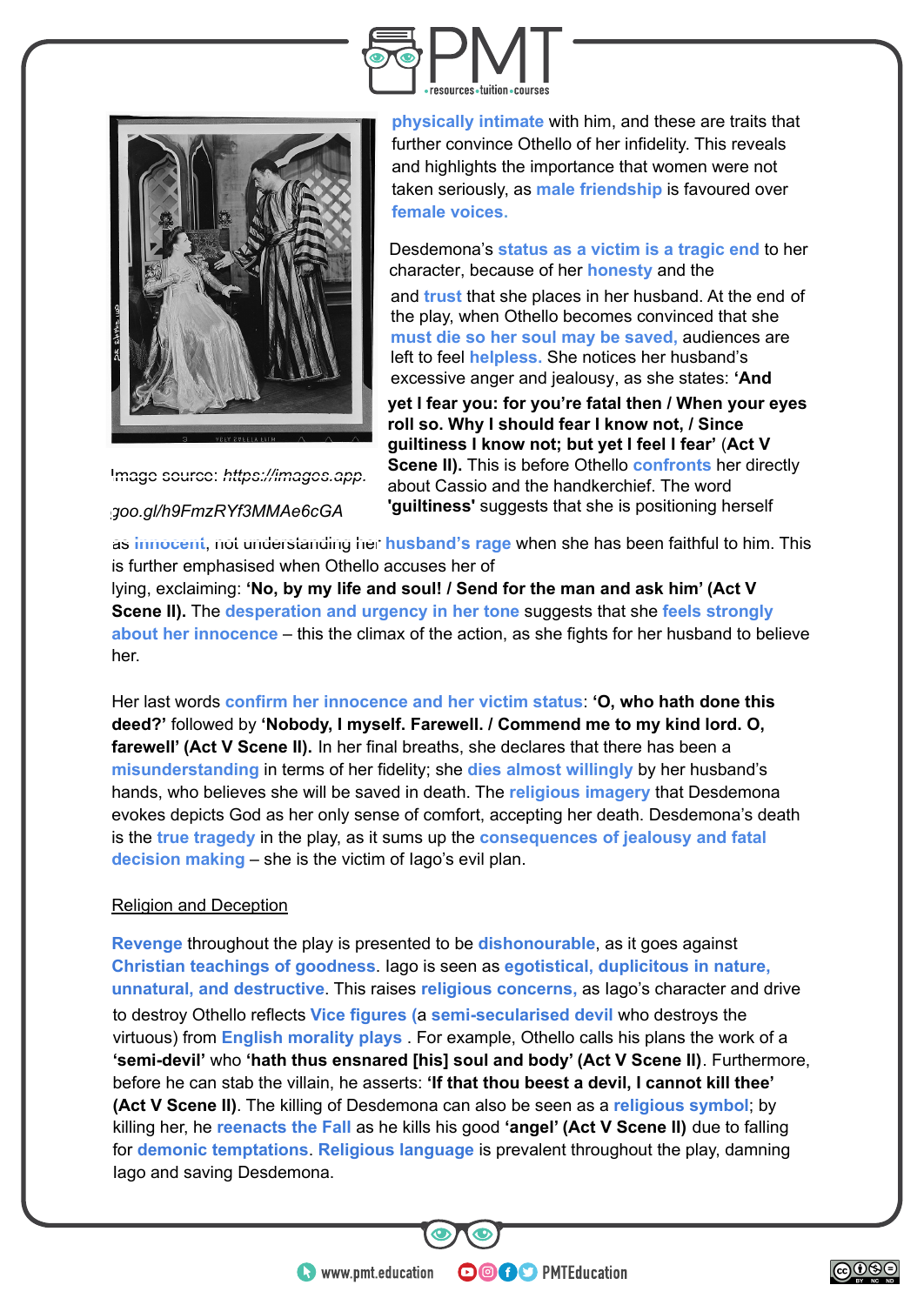Image source: https://images.app.goo.gl/h9FmzRYf3MMAe6cGA

physically intimate with him, and these are traits that further convince Othello of her infidelity. This reveals and highlights the importance that women were not taken seriously, as male friendship is favoured over female voices.

Desdemona's status as a victim is a tragic end to her character, because of her honesty and the and trust that she places in her husband. At the end of the play, when Othello becomes convinced that she must die so her soul may be saved, audiences are left to feel helpless. She notices her husband's excessive anger and jealousy, as she states: **'And yet I fear you: for you're fatal then / When your eyes roll so. Why I should fear I know not, / Since guiltiness I know not; but yet I feel I fear'** (**Act V Scene II).** This is before Othello confronts her directly about Cassio and the handkerchief. The word **'guiltiness'** suggests that she is positioning herself as innocent, not understanding her husband's rage when she has been faithful to him. This is further emphasised when Othello accuses her of lying, exclaiming: **'No, by my life and soul! / Send for the man and ask him' (Act V Scene II).** The desperation and urgency in her tone suggests that she feels strongly about her innocence – this the climax of the action, as she fights for her husband to believe her.

Her last words confirm her innocence and her victim status: **'O, who hath done this deed?'** followed by **'Nobody, I myself. Farewell. / Commend me to my kind lord. O, farewell' (Act V Scene II).** In her final breaths, she declares that there has been a misunderstanding in terms of her fidelity; she dies almost willingly by her husband's hands, who believes she will be saved in death. The religious imagery that Desdemona evokes depicts God as her only sense of comfort, accepting her death. Desdemona's death is the true tragedy in the play, as it sums up the consequences of jealousy and fatal decision making – she is the victim of Iago's evil plan.

<u>Religion and Deception</u>

Revenge throughout the play is presented to be dishonourable, as it goes against Christian teachings of goodness. Iago is seen as egotistical, duplicitous in nature, unnatural, and destructive. This raises religious concerns, as Iago's character and drive to destroy Othello reflects Vice figures (a semi-secularised devil who destroys the virtuous) from English morality plays . For example, Othello calls his plans the work of a **'semi-devil'** who **'hath thus ensnared [his] soul and body' (Act V Scene II)**. Furthermore, before he can stab the villain, he asserts: **'If that thou beest a devil, I cannot kill thee' (Act V Scene II)**. The killing of Desdemona can also be seen as a religious symbol; by killing her, he reenacts the Fall as he kills his good **'angel' (Act V Scene II)** due to falling for demonic temptations. Religious language is prevalent throughout the play, damning Iago and saving Desdemona.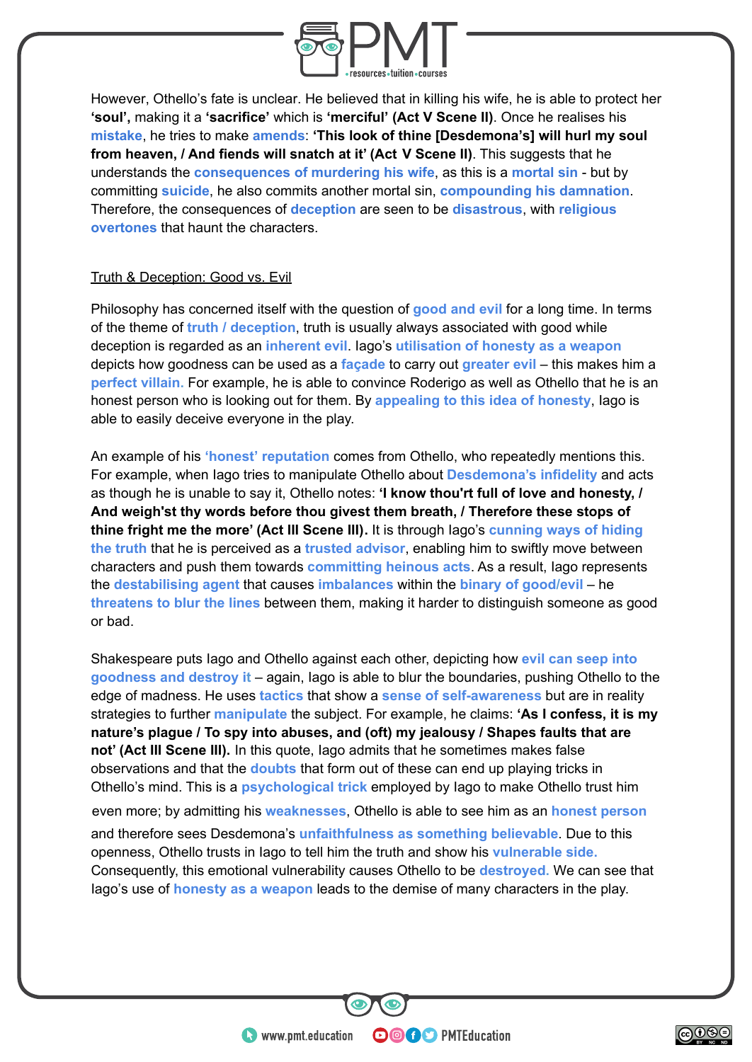However, Othello's fate is unclear. He believed that in killing his wife, he is able to protect her **'soul',** making it a **'sacrifice'** which is **'merciful' (Act V Scene II)**. Once he realises his **mistake**, he tries to make **amends**: **'This look of thine [Desdemona's] will hurl my soul from heaven, / And fiends will snatch at it' (Act V Scene II)**. This suggests that he understands the **consequences of murdering his wife**, as this is a **mortal sin** - but by committing **suicide**, he also commits another mortal sin, **compounding his damnation**. Therefore, the consequences of **deception** are seen to be **disastrous**, with **religious overtones** that haunt the characters.

## Truth & Deception: Good vs. Evil

Philosophy has concerned itself with the question of **good and evil** for a long time. In terms of the theme of **truth / deception**, truth is usually always associated with good while deception is regarded as an **inherent evil**. Iago's **utilisation of honesty as a weapon** depicts how goodness can be used as a **façade** to carry out **greater evil** – this makes him a **perfect villain.** For example, he is able to convince Roderigo as well as Othello that he is an honest person who is looking out for them. By **appealing to this idea of honesty**, Iago is able to easily deceive everyone in the play.

An example of his **'honest' reputation** comes from Othello, who repeatedly mentions this. For example, when Iago tries to manipulate Othello about **Desdemona's infidelity** and acts as though he is unable to say it, Othello notes: **'I know thou'rt full of love and honesty, / And weigh'st thy words before thou givest them breath, / Therefore these stops of thine fright me the more' (Act III Scene III).** It is through Iago's **cunning ways of hiding the truth** that he is perceived as a **trusted advisor**, enabling him to swiftly move between characters and push them towards **committing heinous acts**. As a result, Iago represents the **destabilising agent** that causes **imbalances** within the **binary of good/evil** – he **threatens to blur the lines** between them, making it harder to distinguish someone as good or bad.

Shakespeare puts Iago and Othello against each other, depicting how **evil can seep into goodness and destroy it** – again, Iago is able to blur the boundaries, pushing Othello to the edge of madness. He uses **tactics** that show a **sense of self-awareness** but are in reality strategies to further **manipulate** the subject. For example, he claims: **'As I confess, it is my nature's plague / To spy into abuses, and (oft) my jealousy / Shapes faults that are not' (Act III Scene III).** In this quote, Iago admits that he sometimes makes false observations and that the **doubts** that form out of these can end up playing tricks in Othello's mind. This is a **psychological trick** employed by Iago to make Othello trust him even more; by admitting his **weaknesses**, Othello is able to see him as an **honest person** and therefore sees Desdemona's **unfaithfulness as something believable**. Due to this openness, Othello trusts in Iago to tell him the truth and show his **vulnerable side.** Consequently, this emotional vulnerability causes Othello to be **destroyed.** We can see that Iago's use of **honesty as a weapon** leads to the demise of many characters in the play.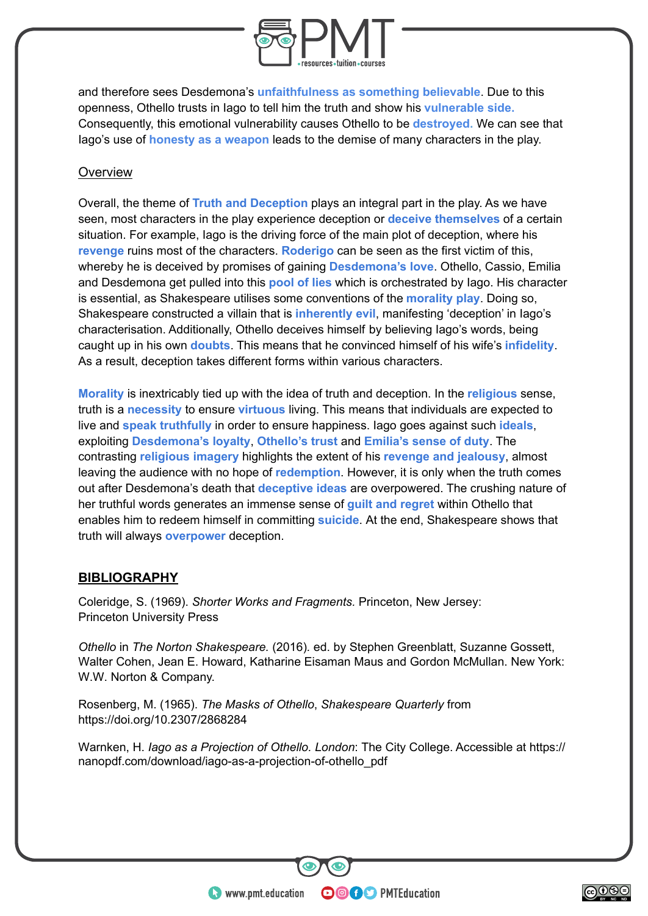and therefore sees Desdemona's **unfaithfulness as something believable**. Due to this openness, Othello trusts in Iago to tell him the truth and show his **vulnerable side.** Consequently, this emotional vulnerability causes Othello to be **destroyed.** We can see that Iago's use of **honesty as a weapon** leads to the demise of many characters in the play.

## Overview

Overall, the theme of **Truth and Deception** plays an integral part in the play. As we have seen, most characters in the play experience deception or **deceive themselves** of a certain situation. For example, Iago is the driving force of the main plot of deception, where his **revenge** ruins most of the characters. **Roderigo** can be seen as the first victim of this, whereby he is deceived by promises of gaining **Desdemona's love**. Othello, Cassio, Emilia and Desdemona get pulled into this **pool of lies** which is orchestrated by Iago. His character is essential, as Shakespeare utilises some conventions of the **morality play**. Doing so, Shakespeare constructed a villain that is **inherently evil**, manifesting 'deception' in Iago's characterisation. Additionally, Othello deceives himself by believing Iago's words, being caught up in his own **doubts**. This means that he convinced himself of his wife's **infidelity**. As a result, deception takes different forms within various characters.

**Morality** is inextricably tied up with the idea of truth and deception. In the **religious** sense, truth is a **necessity** to ensure **virtuous** living. This means that individuals are expected to live and **speak truthfully** in order to ensure happiness. Iago goes against such **ideals**, exploiting **Desdemona's loyalty**, **Othello's trust** and **Emilia's sense of duty**. The contrasting **religious imagery** highlights the extent of his **revenge and jealousy**, almost leaving the audience with no hope of **redemption**. However, it is only when the truth comes out after Desdemona's death that **deceptive ideas** are overpowered. The crushing nature of her truthful words generates an immense sense of **guilt and regret** within Othello that enables him to redeem himself in committing **suicide**. At the end, Shakespeare shows that truth will always **overpower** deception.

## BIBLIOGRAPHY

Coleridge, S. (1969). *Shorter Works and Fragments.* Princeton, New Jersey: Princeton University Press

*Othello* in *The Norton Shakespeare.* (2016). ed. by Stephen Greenblatt, Suzanne Gossett, Walter Cohen, Jean E. Howard, Katharine Eisaman Maus and Gordon McMullan. New York: W.W. Norton & Company.

Rosenberg, M. (1965). *The Masks of Othello*, *Shakespeare Quarterly* from https://doi.org/10.2307/2868284

Warnken, H. *Iago as a Projection of Othello. London*: The City College. Accessible at https://nanopdf.com/download/iago-as-a-projection-of-othello_pdf